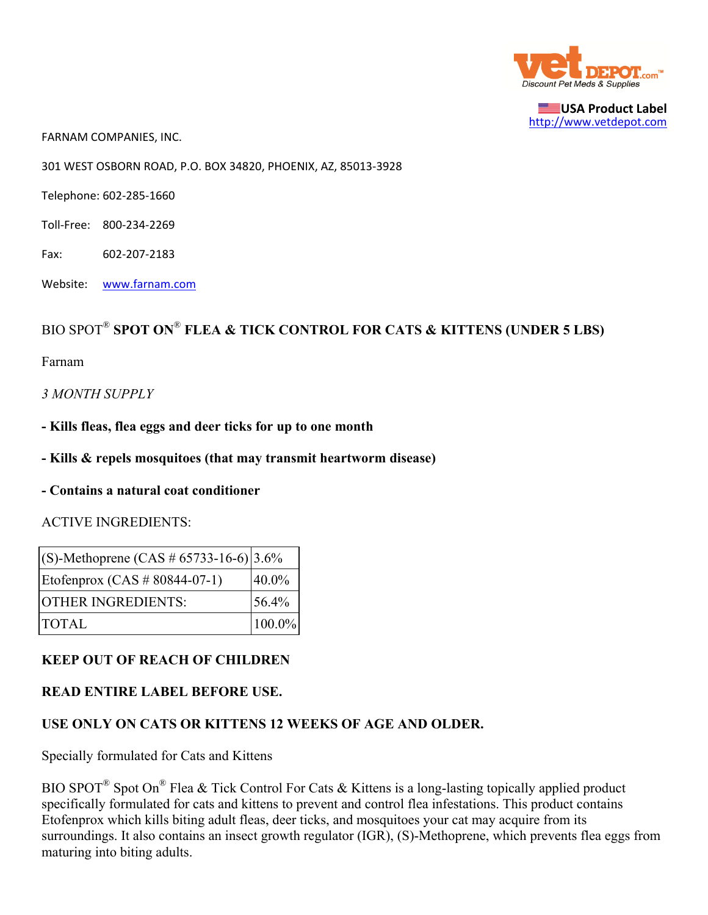USA Product Label
http://www.vetdepot.com

FARNAM COMPANIES, INC.

301 WEST OSBORN ROAD, P.O. BOX 34820, PHOENIX, AZ, 85013-3928

Telephone: 602-285-1660

Toll-Free: 800-234-2269

Fax: 602-207-2183

Website: www.farnam.com

# BIO SPOT® SPOT ON® FLEA & TICK CONTROL FOR CATS & KITTENS (UNDER 5 LBS)

Farnam

*3 MONTH SUPPLY*

**- Kills fleas, flea eggs and deer ticks for up to one month**

**- Kills & repels mosquitoes (that may transmit heartworm disease)**

**- Contains a natural coat conditioner**

ACTIVE INGREDIENTS:

| (S)-Methoprene (CAS # 65733-16-6) | 3.6% |
|---|---|
| Etofenprox (CAS # 80844-07-1) | 40.0% |
| OTHER INGREDIENTS: | 56.4% |
| TOTAL | 100.0% |

**KEEP OUT OF REACH OF CHILDREN**

**READ ENTIRE LABEL BEFORE USE.**

**USE ONLY ON CATS OR KITTENS 12 WEEKS OF AGE AND OLDER.**

Specially formulated for Cats and Kittens

BIO SPOT® Spot On® Flea & Tick Control For Cats & Kittens is a long-lasting topically applied product specifically formulated for cats and kittens to prevent and control flea infestations. This product contains Etofenprox which kills biting adult fleas, deer ticks, and mosquitoes your cat may acquire from its surroundings. It also contains an insect growth regulator (IGR), (S)-Methoprene, which prevents flea eggs from maturing into biting adults.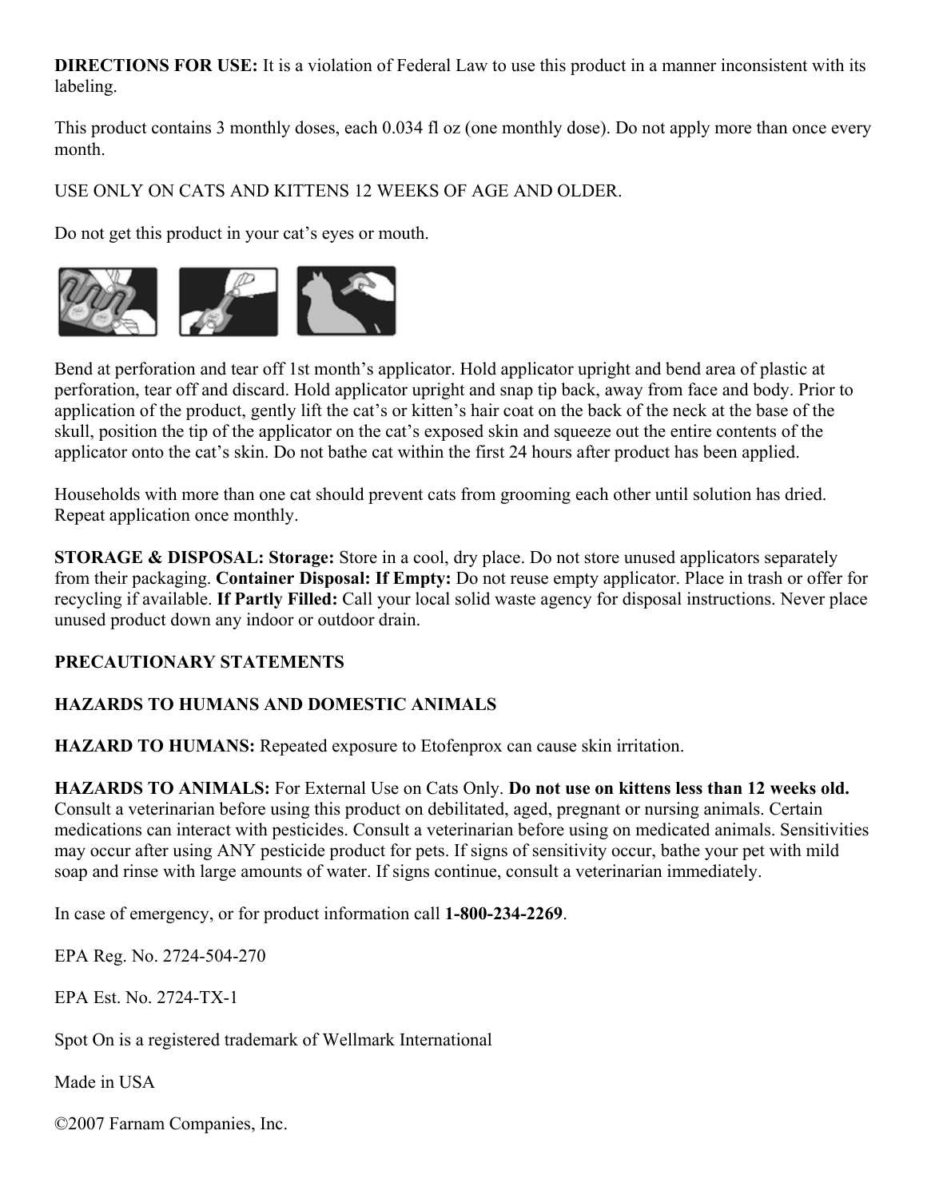**DIRECTIONS FOR USE:** It is a violation of Federal Law to use this product in a manner inconsistent with its labeling.

This product contains 3 monthly doses, each 0.034 fl oz (one monthly dose). Do not apply more than once every month.

USE ONLY ON CATS AND KITTENS 12 WEEKS OF AGE AND OLDER.

Do not get this product in your cat's eyes or mouth.

Bend at perforation and tear off 1st month's applicator. Hold applicator upright and bend area of plastic at perforation, tear off and discard. Hold applicator upright and snap tip back, away from face and body. Prior to application of the product, gently lift the cat's or kitten's hair coat on the back of the neck at the base of the skull, position the tip of the applicator on the cat's exposed skin and squeeze out the entire contents of the applicator onto the cat's skin. Do not bathe cat within the first 24 hours after product has been applied.

Households with more than one cat should prevent cats from grooming each other until solution has dried. Repeat application once monthly.

**STORAGE & DISPOSAL: Storage:** Store in a cool, dry place. Do not store unused applicators separately from their packaging. **Container Disposal: If Empty:** Do not reuse empty applicator. Place in trash or offer for recycling if available. **If Partly Filled:** Call your local solid waste agency for disposal instructions. Never place unused product down any indoor or outdoor drain.

**PRECAUTIONARY STATEMENTS**

**HAZARDS TO HUMANS AND DOMESTIC ANIMALS**

**HAZARD TO HUMANS:** Repeated exposure to Etofenprox can cause skin irritation.

**HAZARDS TO ANIMALS:** For External Use on Cats Only. **Do not use on kittens less than 12 weeks old.** Consult a veterinarian before using this product on debilitated, aged, pregnant or nursing animals. Certain medications can interact with pesticides. Consult a veterinarian before using on medicated animals. Sensitivities may occur after using ANY pesticide product for pets. If signs of sensitivity occur, bathe your pet with mild soap and rinse with large amounts of water. If signs continue, consult a veterinarian immediately.

In case of emergency, or for product information call **1-800-234-2269**.

EPA Reg. No. 2724-504-270

EPA Est. No. 2724-TX-1

Spot On is a registered trademark of Wellmark International

Made in USA

©2007 Farnam Companies, Inc.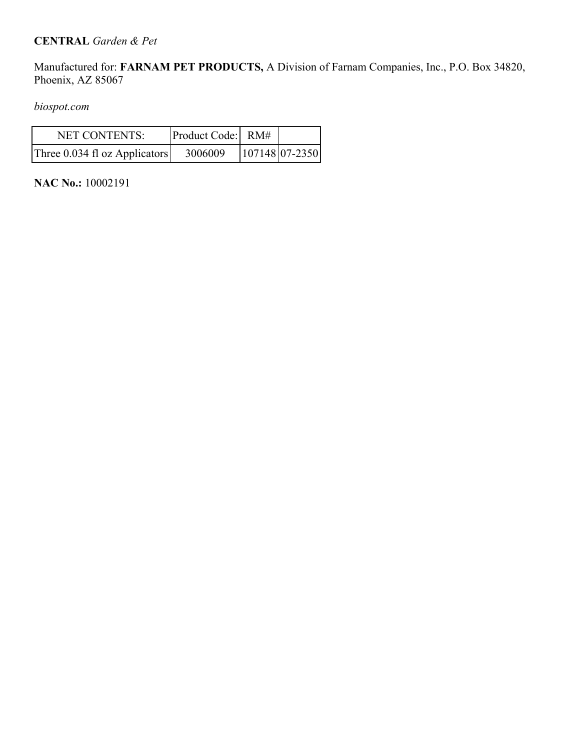**CENTRAL** *Garden & Pet*

Manufactured for: **FARNAM PET PRODUCTS,** A Division of Farnam Companies, Inc., P.O. Box 34820, Phoenix, AZ 85067

*biospot.com*

| NET CONTENTS: | Product Code: | RM# | |
|---|---|---|---|
| Three 0.034 fl oz Applicators | 3006009 | 107148 | 07-2350 |

**NAC No.:** 10002191